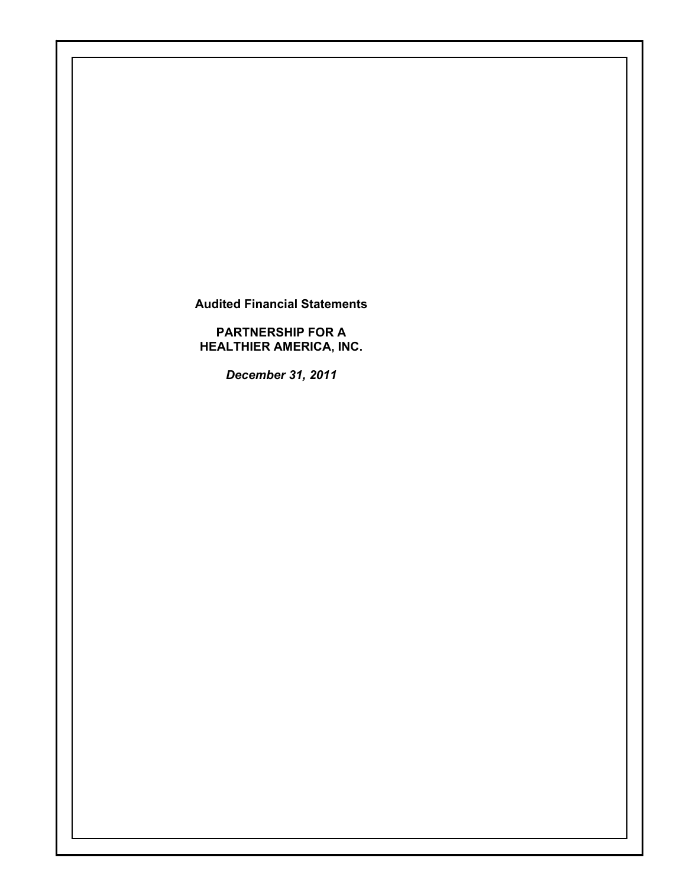**Audited Financial Statements**

**PARTNERSHIP FOR A HEALTHIER AMERICA, INC.**

***December 31, 2011***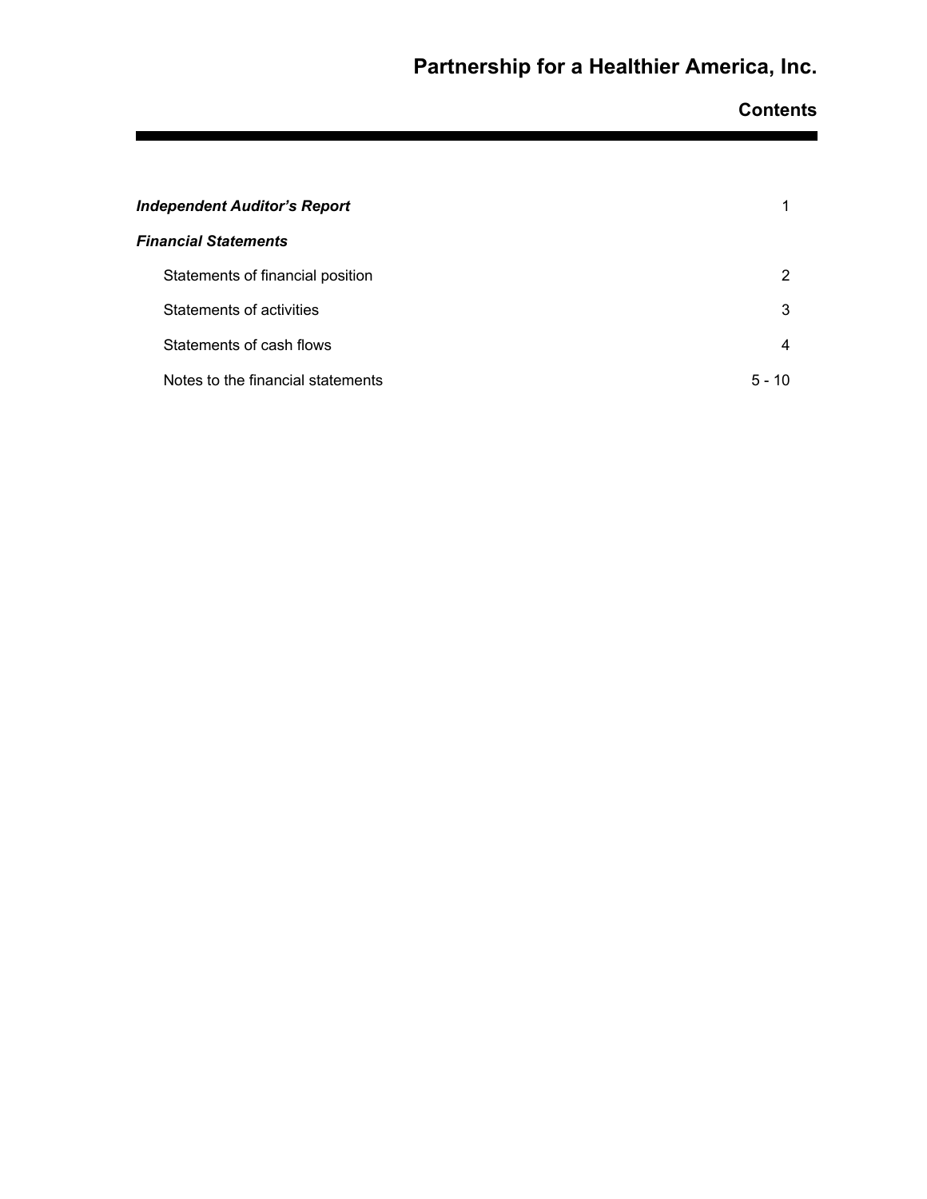# Partnership for a Healthier America, Inc.

## Contents

| | |
|---|---|
| ***Independent Auditor's Report*** | 1 |
| ***Financial Statements*** | |
| Statements of financial position | 2 |
| Statements of activities | 3 |
| Statements of cash flows | 4 |
| Notes to the financial statements | 5 - 10 |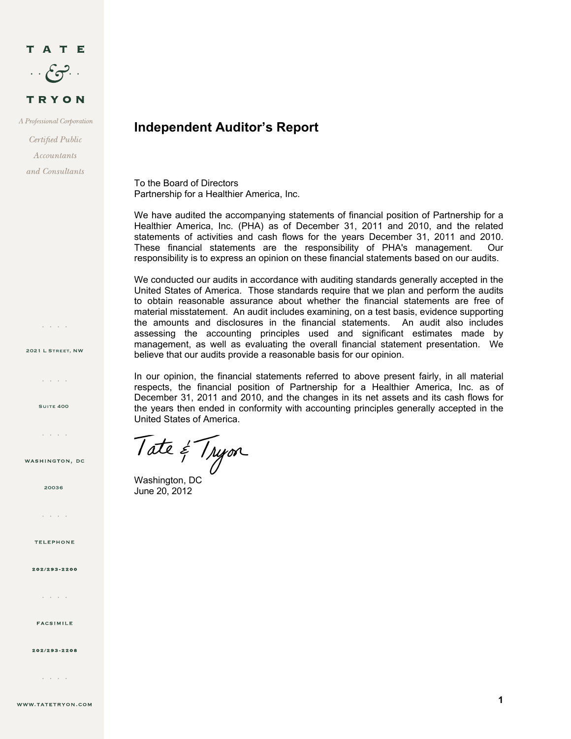## Independent Auditor's Report

To the Board of Directors
Partnership for a Healthier America, Inc.

We have audited the accompanying statements of financial position of Partnership for a Healthier America, Inc. (PHA) as of December 31, 2011 and 2010, and the related statements of activities and cash flows for the years December 31, 2011 and 2010. These financial statements are the responsibility of PHA's management. Our responsibility is to express an opinion on these financial statements based on our audits.

We conducted our audits in accordance with auditing standards generally accepted in the United States of America. Those standards require that we plan and perform the audits to obtain reasonable assurance about whether the financial statements are free of material misstatement. An audit includes examining, on a test basis, evidence supporting the amounts and disclosures in the financial statements. An audit also includes assessing the accounting principles used and significant estimates made by management, as well as evaluating the overall financial statement presentation. We believe that our audits provide a reasonable basis for our opinion.

In our opinion, the financial statements referred to above present fairly, in all material respects, the financial position of Partnership for a Healthier America, Inc. as of December 31, 2011 and 2010, and the changes in its net assets and its cash flows for the years then ended in conformity with accounting principles generally accepted in the United States of America.

Tate & Tryon

Washington, DC
June 20, 2012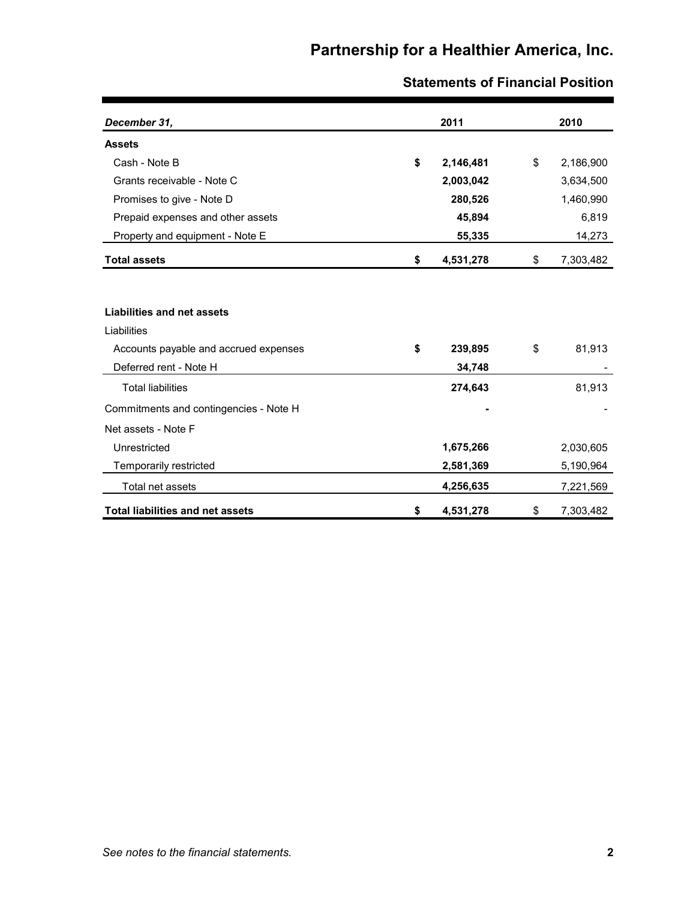# Partnership for a Healthier America, Inc.

## Statements of Financial Position

| *December 31,* | 2011 | 2010 |
|---|---|---|
| **Assets** | | |
| Cash - Note B | **$ 2,146,481** | $ 2,186,900 |
| Grants receivable - Note C | **2,003,042** | 3,634,500 |
| Promises to give - Note D | **280,526** | 1,460,990 |
| Prepaid expenses and other assets | **45,894** | 6,819 |
| Property and equipment - Note E | **55,335** | 14,273 |
| **Total assets** | **$ 4,531,278** | $ 7,303,482 |
| | | |
| **Liabilities and net assets** | | |
| Liabilities | | |
| Accounts payable and accrued expenses | **$ 239,895** | $ 81,913 |
| Deferred rent - Note H | **34,748** | - |
| Total liabilities | **274,643** | 81,913 |
| Commitments and contingencies - Note H | **-** | - |
| Net assets - Note F | | |
| Unrestricted | **1,675,266** | 2,030,605 |
| Temporarily restricted | **2,581,369** | 5,190,964 |
| Total net assets | **4,256,635** | 7,221,569 |
| **Total liabilities and net assets** | **$ 4,531,278** | $ 7,303,482 |

*See notes to the financial statements.*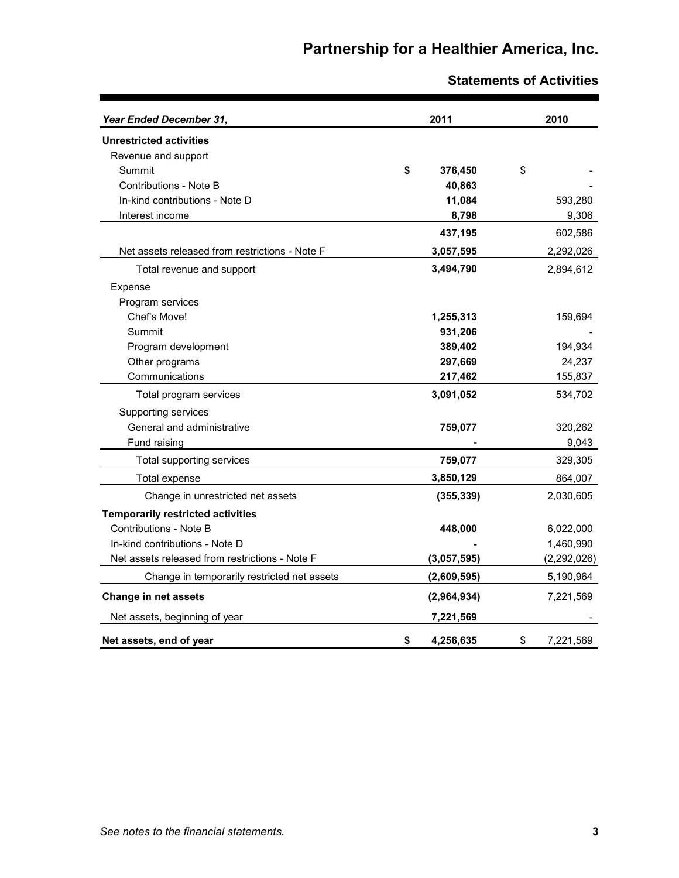# Partnership for a Healthier America, Inc.

## Statements of Activities

| *Year Ended December 31,* | 2011 | 2010 |
|---|---|---|
| **Unrestricted activities** | | |
| Revenue and support | | |
| Summit | $ 376,450 | $ - |
| Contributions - Note B | 40,863 | - |
| In-kind contributions - Note D | 11,084 | 593,280 |
| Interest income | 8,798 | 9,306 |
| | 437,195 | 602,586 |
| Net assets released from restrictions - Note F | 3,057,595 | 2,292,026 |
| Total revenue and support | 3,494,790 | 2,894,612 |
| Expense | | |
| Program services | | |
| Chef's Move! | 1,255,313 | 159,694 |
| Summit | 931,206 | - |
| Program development | 389,402 | 194,934 |
| Other programs | 297,669 | 24,237 |
| Communications | 217,462 | 155,837 |
| Total program services | 3,091,052 | 534,702 |
| Supporting services | | |
| General and administrative | 759,077 | 320,262 |
| Fund raising | - | 9,043 |
| Total supporting services | 759,077 | 329,305 |
| Total expense | 3,850,129 | 864,007 |
| Change in unrestricted net assets | (355,339) | 2,030,605 |
| **Temporarily restricted activities** | | |
| Contributions - Note B | 448,000 | 6,022,000 |
| In-kind contributions - Note D | - | 1,460,990 |
| Net assets released from restrictions - Note F | (3,057,595) | (2,292,026) |
| Change in temporarily restricted net assets | (2,609,595) | 5,190,964 |
| **Change in net assets** | (2,964,934) | 7,221,569 |
| Net assets, beginning of year | 7,221,569 | - |
| **Net assets, end of year** | $ 4,256,635 | $ 7,221,569 |

*See notes to the financial statements.*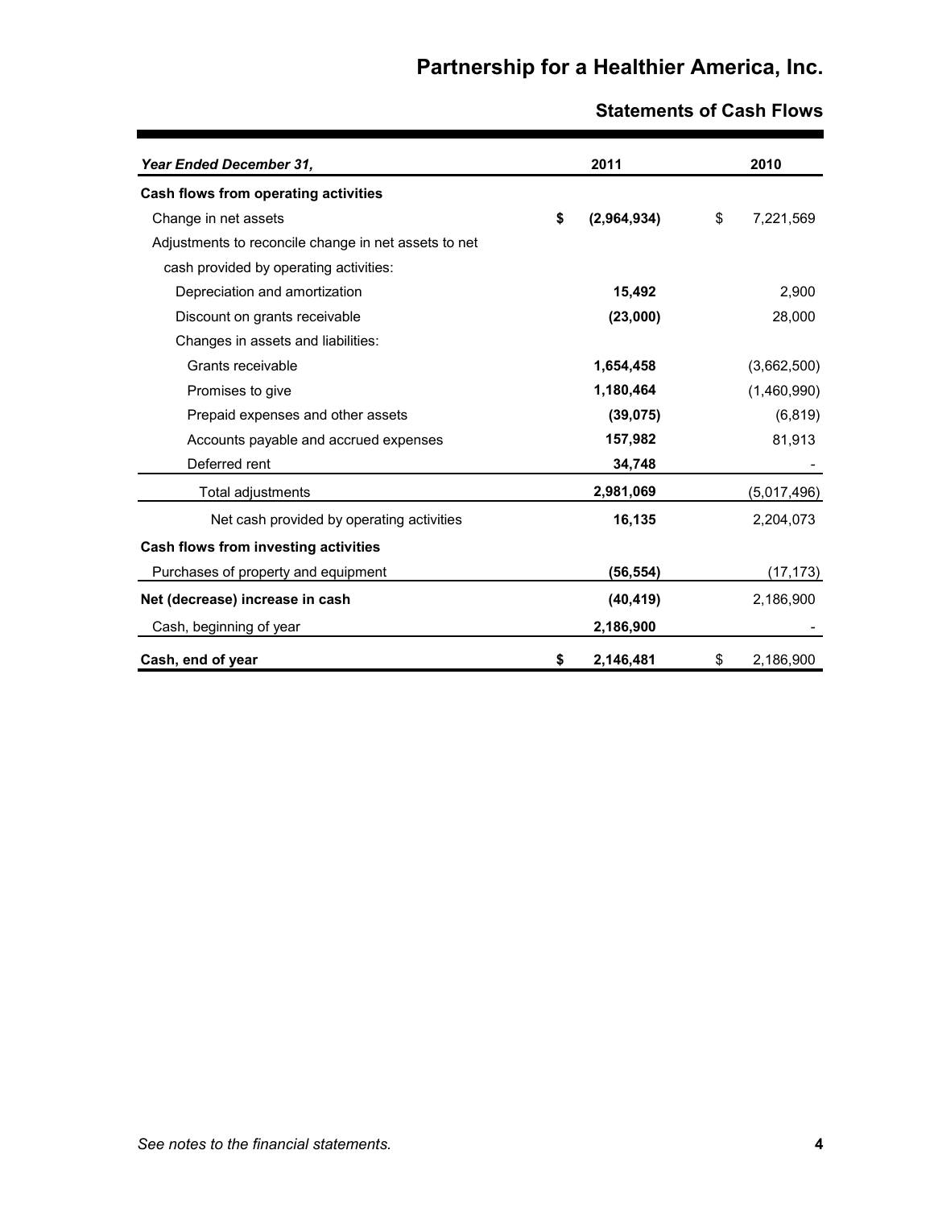# Partnership for a Healthier America, Inc.

## Statements of Cash Flows

| *Year Ended December 31,* | 2011 | 2010 |
|---|---|---|
| **Cash flows from operating activities** | | |
| Change in net assets | **$ (2,964,934)** | $ 7,221,569 |
| Adjustments to reconcile change in net assets to net cash provided by operating activities: | | |
| Depreciation and amortization | **15,492** | 2,900 |
| Discount on grants receivable | **(23,000)** | 28,000 |
| Changes in assets and liabilities: | | |
| Grants receivable | **1,654,458** | (3,662,500) |
| Promises to give | **1,180,464** | (1,460,990) |
| Prepaid expenses and other assets | **(39,075)** | (6,819) |
| Accounts payable and accrued expenses | **157,982** | 81,913 |
| Deferred rent | **34,748** | - |
| Total adjustments | **2,981,069** | (5,017,496) |
| Net cash provided by operating activities | **16,135** | 2,204,073 |
| **Cash flows from investing activities** | | |
| Purchases of property and equipment | **(56,554)** | (17,173) |
| **Net (decrease) increase in cash** | **(40,419)** | 2,186,900 |
| Cash, beginning of year | **2,186,900** | - |
| **Cash, end of year** | **$ 2,146,481** | $ 2,186,900 |

*See notes to the financial statements.*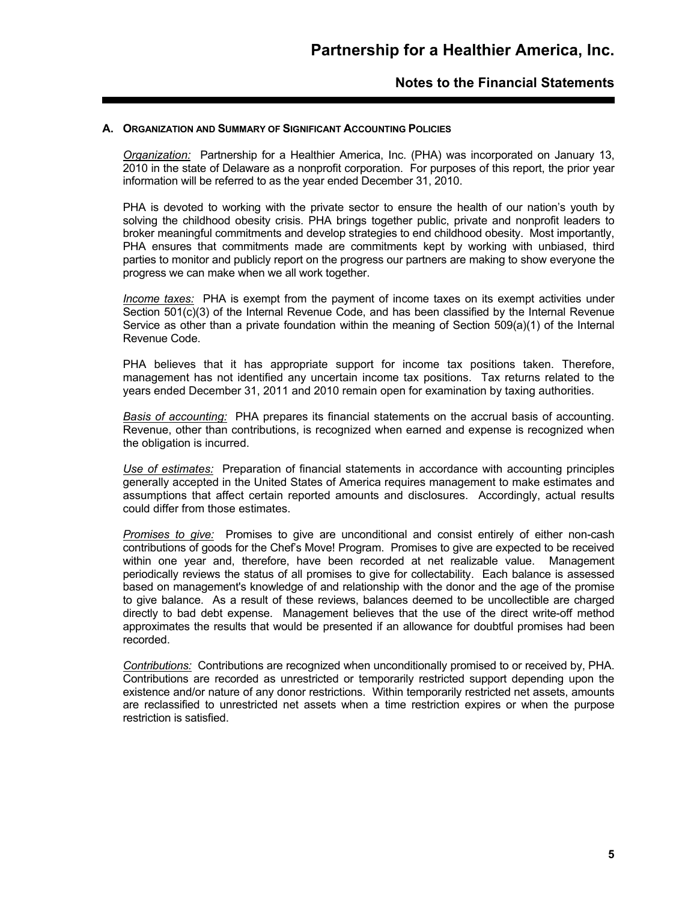# Partnership for a Healthier America, Inc.

## Notes to the Financial Statements

### A. Organization and Summary of Significant Accounting Policies

*Organization:* Partnership for a Healthier America, Inc. (PHA) was incorporated on January 13, 2010 in the state of Delaware as a nonprofit corporation. For purposes of this report, the prior year information will be referred to as the year ended December 31, 2010.

PHA is devoted to working with the private sector to ensure the health of our nation's youth by solving the childhood obesity crisis. PHA brings together public, private and nonprofit leaders to broker meaningful commitments and develop strategies to end childhood obesity. Most importantly, PHA ensures that commitments made are commitments kept by working with unbiased, third parties to monitor and publicly report on the progress our partners are making to show everyone the progress we can make when we all work together.

*Income taxes:* PHA is exempt from the payment of income taxes on its exempt activities under Section 501(c)(3) of the Internal Revenue Code, and has been classified by the Internal Revenue Service as other than a private foundation within the meaning of Section 509(a)(1) of the Internal Revenue Code.

PHA believes that it has appropriate support for income tax positions taken. Therefore, management has not identified any uncertain income tax positions. Tax returns related to the years ended December 31, 2011 and 2010 remain open for examination by taxing authorities.

*Basis of accounting:* PHA prepares its financial statements on the accrual basis of accounting. Revenue, other than contributions, is recognized when earned and expense is recognized when the obligation is incurred.

*Use of estimates:* Preparation of financial statements in accordance with accounting principles generally accepted in the United States of America requires management to make estimates and assumptions that affect certain reported amounts and disclosures. Accordingly, actual results could differ from those estimates.

*Promises to give:* Promises to give are unconditional and consist entirely of either non-cash contributions of goods for the Chef's Move! Program. Promises to give are expected to be received within one year and, therefore, have been recorded at net realizable value. Management periodically reviews the status of all promises to give for collectability. Each balance is assessed based on management's knowledge of and relationship with the donor and the age of the promise to give balance. As a result of these reviews, balances deemed to be uncollectible are charged directly to bad debt expense. Management believes that the use of the direct write-off method approximates the results that would be presented if an allowance for doubtful promises had been recorded.

*Contributions:* Contributions are recognized when unconditionally promised to or received by, PHA. Contributions are recorded as unrestricted or temporarily restricted support depending upon the existence and/or nature of any donor restrictions. Within temporarily restricted net assets, amounts are reclassified to unrestricted net assets when a time restriction expires or when the purpose restriction is satisfied.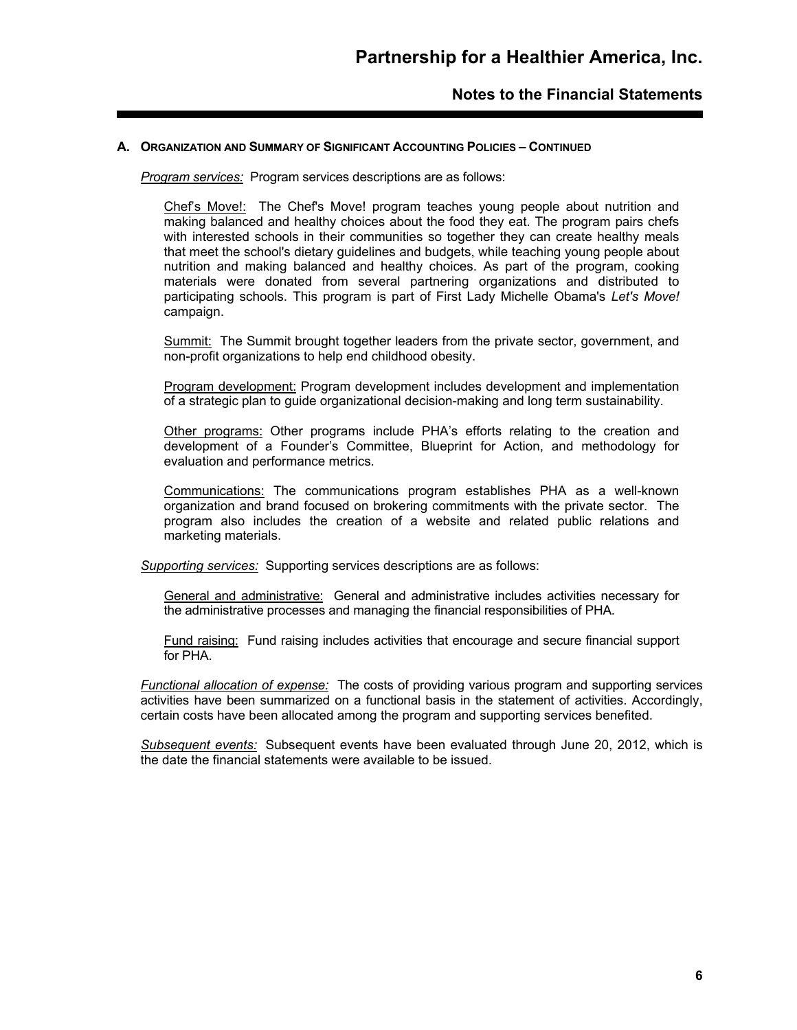# Partnership for a Healthier America, Inc.

## Notes to the Financial Statements

### A. Organization and Summary of Significant Accounting Policies – Continued

*Program services:* Program services descriptions are as follows:

Chef's Move!: The Chef's Move! program teaches young people about nutrition and making balanced and healthy choices about the food they eat. The program pairs chefs with interested schools in their communities so together they can create healthy meals that meet the school's dietary guidelines and budgets, while teaching young people about nutrition and making balanced and healthy choices. As part of the program, cooking materials were donated from several partnering organizations and distributed to participating schools. This program is part of First Lady Michelle Obama's *Let's Move!* campaign.

Summit: The Summit brought together leaders from the private sector, government, and non-profit organizations to help end childhood obesity.

Program development: Program development includes development and implementation of a strategic plan to guide organizational decision-making and long term sustainability.

Other programs: Other programs include PHA's efforts relating to the creation and development of a Founder's Committee, Blueprint for Action, and methodology for evaluation and performance metrics.

Communications: The communications program establishes PHA as a well-known organization and brand focused on brokering commitments with the private sector. The program also includes the creation of a website and related public relations and marketing materials.

*Supporting services:* Supporting services descriptions are as follows:

General and administrative: General and administrative includes activities necessary for the administrative processes and managing the financial responsibilities of PHA.

Fund raising: Fund raising includes activities that encourage and secure financial support for PHA.

*Functional allocation of expense:* The costs of providing various program and supporting services activities have been summarized on a functional basis in the statement of activities. Accordingly, certain costs have been allocated among the program and supporting services benefited.

*Subsequent events:* Subsequent events have been evaluated through June 20, 2012, which is the date the financial statements were available to be issued.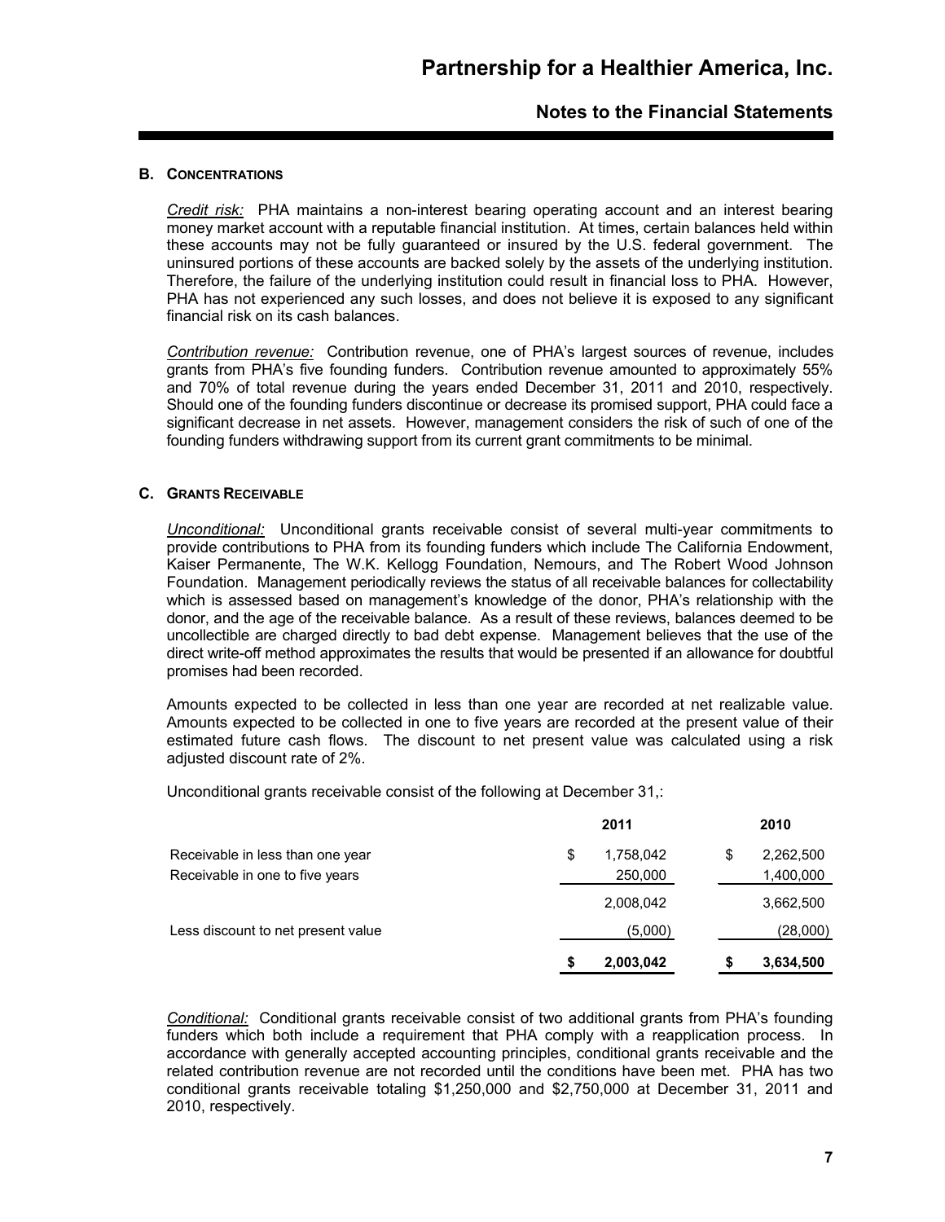### B. Concentrations

*Credit risk:* PHA maintains a non-interest bearing operating account and an interest bearing money market account with a reputable financial institution. At times, certain balances held within these accounts may not be fully guaranteed or insured by the U.S. federal government. The uninsured portions of these accounts are backed solely by the assets of the underlying institution. Therefore, the failure of the underlying institution could result in financial loss to PHA. However, PHA has not experienced any such losses, and does not believe it is exposed to any significant financial risk on its cash balances.

*Contribution revenue:* Contribution revenue, one of PHA's largest sources of revenue, includes grants from PHA's five founding funders. Contribution revenue amounted to approximately 55% and 70% of total revenue during the years ended December 31, 2011 and 2010, respectively. Should one of the founding funders discontinue or decrease its promised support, PHA could face a significant decrease in net assets. However, management considers the risk of such of one of the founding funders withdrawing support from its current grant commitments to be minimal.

### C. Grants Receivable

*Unconditional:* Unconditional grants receivable consist of several multi-year commitments to provide contributions to PHA from its founding funders which include The California Endowment, Kaiser Permanente, The W.K. Kellogg Foundation, Nemours, and The Robert Wood Johnson Foundation. Management periodically reviews the status of all receivable balances for collectability which is assessed based on management's knowledge of the donor, PHA's relationship with the donor, and the age of the receivable balance. As a result of these reviews, balances deemed to be uncollectible are charged directly to bad debt expense. Management believes that the use of the direct write-off method approximates the results that would be presented if an allowance for doubtful promises had been recorded.

Amounts expected to be collected in less than one year are recorded at net realizable value. Amounts expected to be collected in one to five years are recorded at the present value of their estimated future cash flows. The discount to net present value was calculated using a risk adjusted discount rate of 2%.

Unconditional grants receivable consist of the following at December 31,:

| | 2011 | 2010 |
|---|---|---|
| Receivable in less than one year | $ 1,758,042 | $ 2,262,500 |
| Receivable in one to five years | 250,000 | 1,400,000 |
| | 2,008,042 | 3,662,500 |
| Less discount to net present value | (5,000) | (28,000) |
| | **$ 2,003,042** | **$ 3,634,500** |

*Conditional:* Conditional grants receivable consist of two additional grants from PHA's founding funders which both include a requirement that PHA comply with a reapplication process. In accordance with generally accepted accounting principles, conditional grants receivable and the related contribution revenue are not recorded until the conditions have been met. PHA has two conditional grants receivable totaling $1,250,000 and $2,750,000 at December 31, 2011 and 2010, respectively.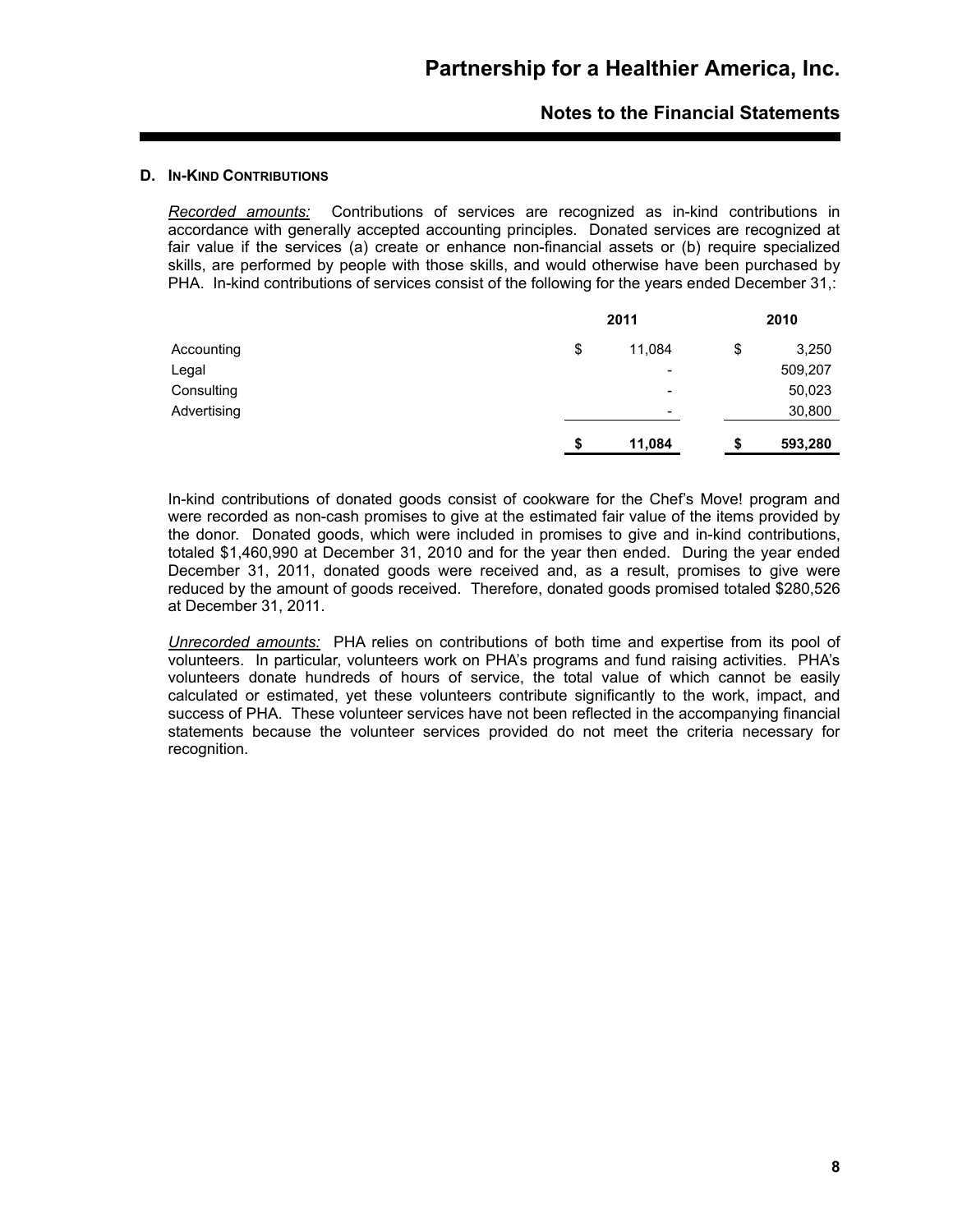### D. In-Kind Contributions

*Recorded amounts:* Contributions of services are recognized as in-kind contributions in accordance with generally accepted accounting principles. Donated services are recognized at fair value if the services (a) create or enhance non-financial assets or (b) require specialized skills, are performed by people with those skills, and would otherwise have been purchased by PHA. In-kind contributions of services consist of the following for the years ended December 31,:

| | 2011 | 2010 |
|---|---|---|
| Accounting | $ 11,084 | $ 3,250 |
| Legal | - | 509,207 |
| Consulting | - | 50,023 |
| Advertising | - | 30,800 |
| | **$ 11,084** | **$ 593,280** |

In-kind contributions of donated goods consist of cookware for the Chef's Move! program and were recorded as non-cash promises to give at the estimated fair value of the items provided by the donor. Donated goods, which were included in promises to give and in-kind contributions, totaled $1,460,990 at December 31, 2010 and for the year then ended. During the year ended December 31, 2011, donated goods were received and, as a result, promises to give were reduced by the amount of goods received. Therefore, donated goods promised totaled $280,526 at December 31, 2011.

*Unrecorded amounts:* PHA relies on contributions of both time and expertise from its pool of volunteers. In particular, volunteers work on PHA's programs and fund raising activities. PHA's volunteers donate hundreds of hours of service, the total value of which cannot be easily calculated or estimated, yet these volunteers contribute significantly to the work, impact, and success of PHA. These volunteer services have not been reflected in the accompanying financial statements because the volunteer services provided do not meet the criteria necessary for recognition.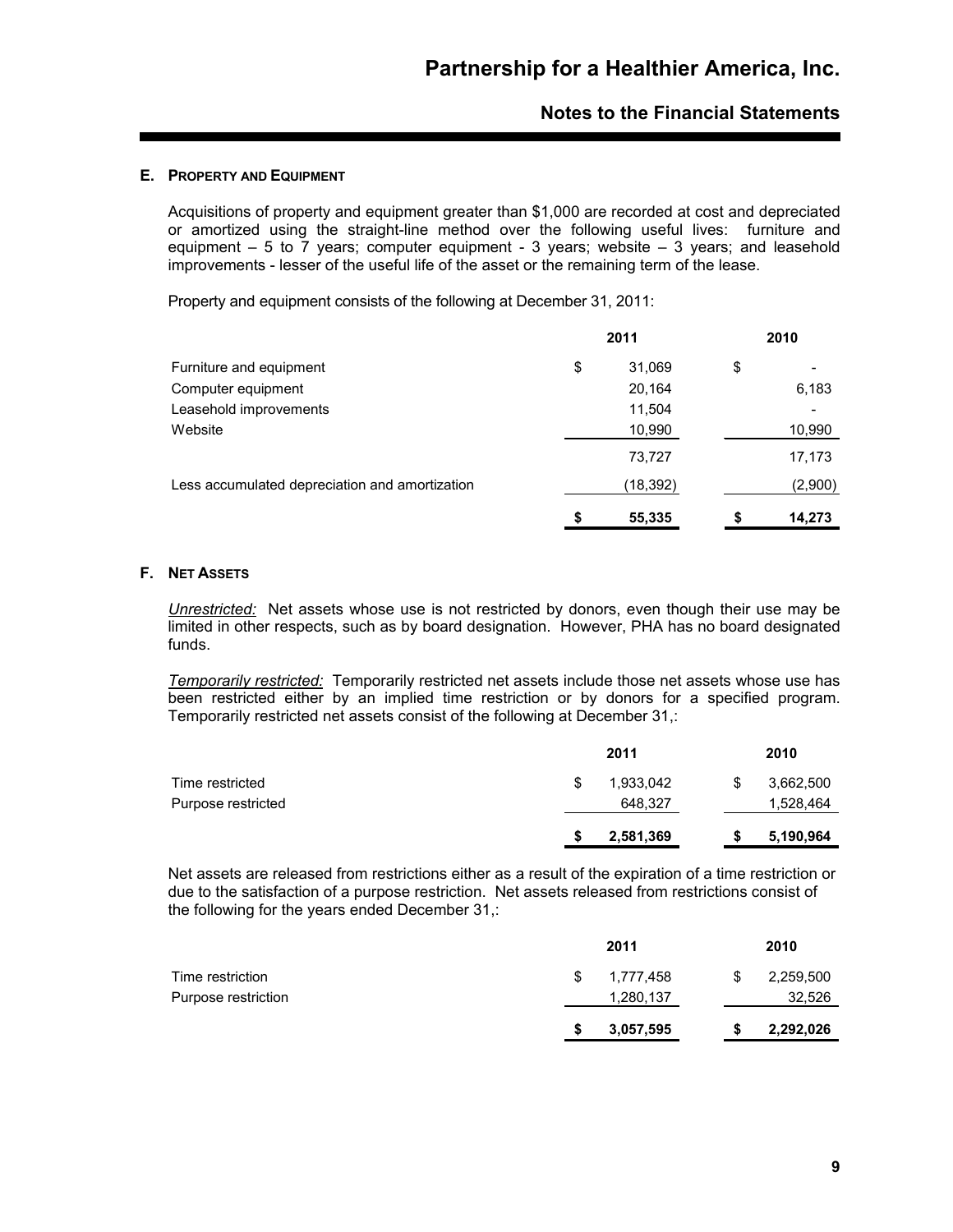### E. PROPERTY AND EQUIPMENT

Acquisitions of property and equipment greater than $1,000 are recorded at cost and depreciated or amortized using the straight-line method over the following useful lives: furniture and equipment – 5 to 7 years; computer equipment - 3 years; website – 3 years; and leasehold improvements - lesser of the useful life of the asset or the remaining term of the lease.

Property and equipment consists of the following at December 31, 2011:

| | 2011 | 2010 |
|---|---|---|
| Furniture and equipment | $ 31,069 | $ - |
| Computer equipment | 20,164 | 6,183 |
| Leasehold improvements | 11,504 | - |
| Website | 10,990 | 10,990 |
| | 73,727 | 17,173 |
| Less accumulated depreciation and amortization | (18,392) | (2,900) |
| | **$ 55,335** | **$ 14,273** |

### F. NET ASSETS

*Unrestricted:* Net assets whose use is not restricted by donors, even though their use may be limited in other respects, such as by board designation. However, PHA has no board designated funds.

*Temporarily restricted:* Temporarily restricted net assets include those net assets whose use has been restricted either by an implied time restriction or by donors for a specified program. Temporarily restricted net assets consist of the following at December 31,:

| | 2011 | 2010 |
|---|---|---|
| Time restricted | $ 1,933,042 | $ 3,662,500 |
| Purpose restricted | 648,327 | 1,528,464 |
| | **$ 2,581,369** | **$ 5,190,964** |

Net assets are released from restrictions either as a result of the expiration of a time restriction or due to the satisfaction of a purpose restriction. Net assets released from restrictions consist of the following for the years ended December 31,:

| | 2011 | 2010 |
|---|---|---|
| Time restriction | $ 1,777,458 | $ 2,259,500 |
| Purpose restriction | 1,280,137 | 32,526 |
| | **$ 3,057,595** | **$ 2,292,026** |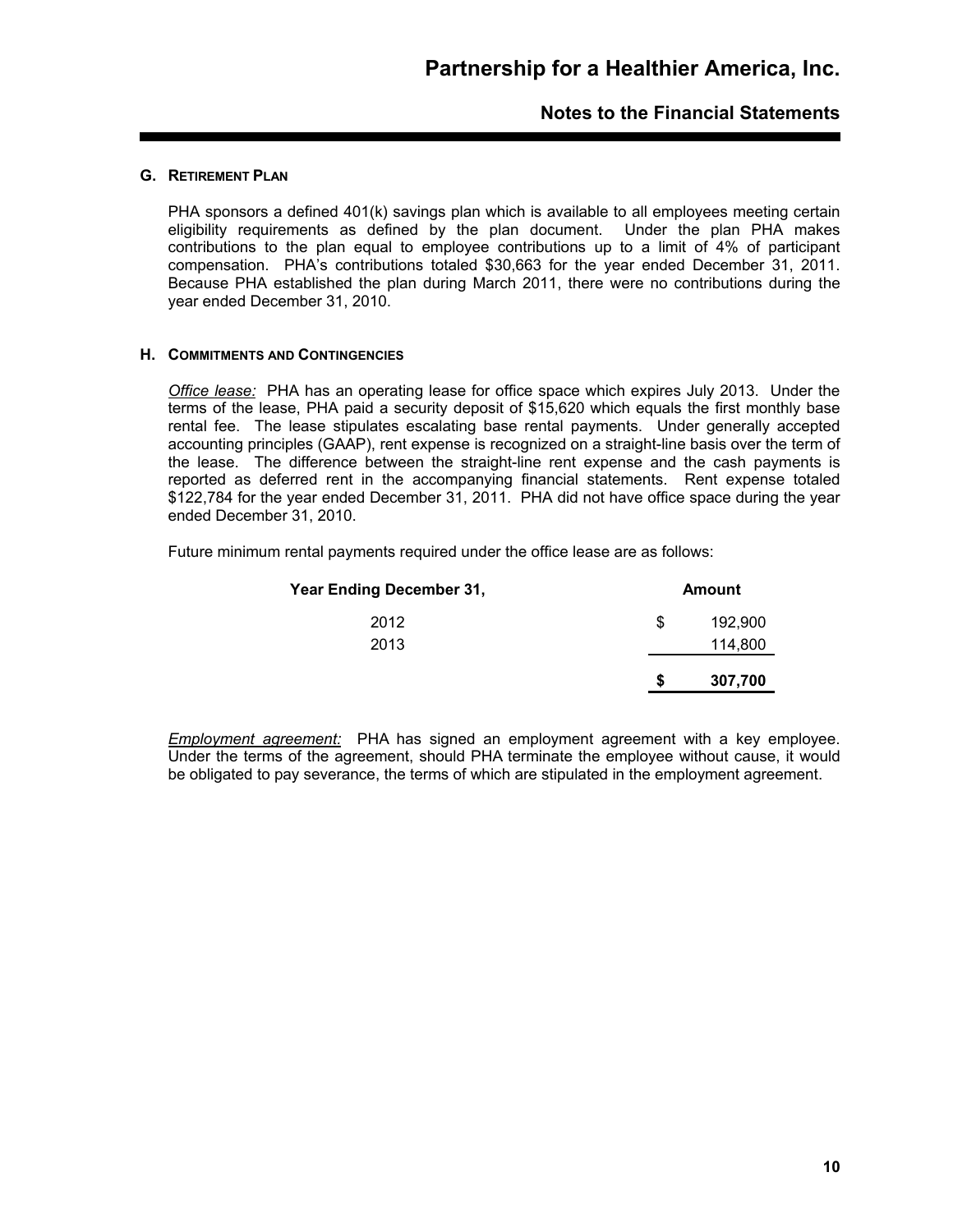### G. Retirement Plan

PHA sponsors a defined 401(k) savings plan which is available to all employees meeting certain eligibility requirements as defined by the plan document. Under the plan PHA makes contributions to the plan equal to employee contributions up to a limit of 4% of participant compensation. PHA's contributions totaled $30,663 for the year ended December 31, 2011. Because PHA established the plan during March 2011, there were no contributions during the year ended December 31, 2010.

### H. Commitments and Contingencies

*Office lease:* PHA has an operating lease for office space which expires July 2013. Under the terms of the lease, PHA paid a security deposit of $15,620 which equals the first monthly base rental fee. The lease stipulates escalating base rental payments. Under generally accepted accounting principles (GAAP), rent expense is recognized on a straight-line basis over the term of the lease. The difference between the straight-line rent expense and the cash payments is reported as deferred rent in the accompanying financial statements. Rent expense totaled $122,784 for the year ended December 31, 2011. PHA did not have office space during the year ended December 31, 2010.

Future minimum rental payments required under the office lease are as follows:

| Year Ending December 31, | Amount |
|---|---|
| 2012 | $ 192,900 |
| 2013 | 114,800 |
| | **$ 307,700** |

*Employment agreement:* PHA has signed an employment agreement with a key employee. Under the terms of the agreement, should PHA terminate the employee without cause, it would be obligated to pay severance, the terms of which are stipulated in the employment agreement.